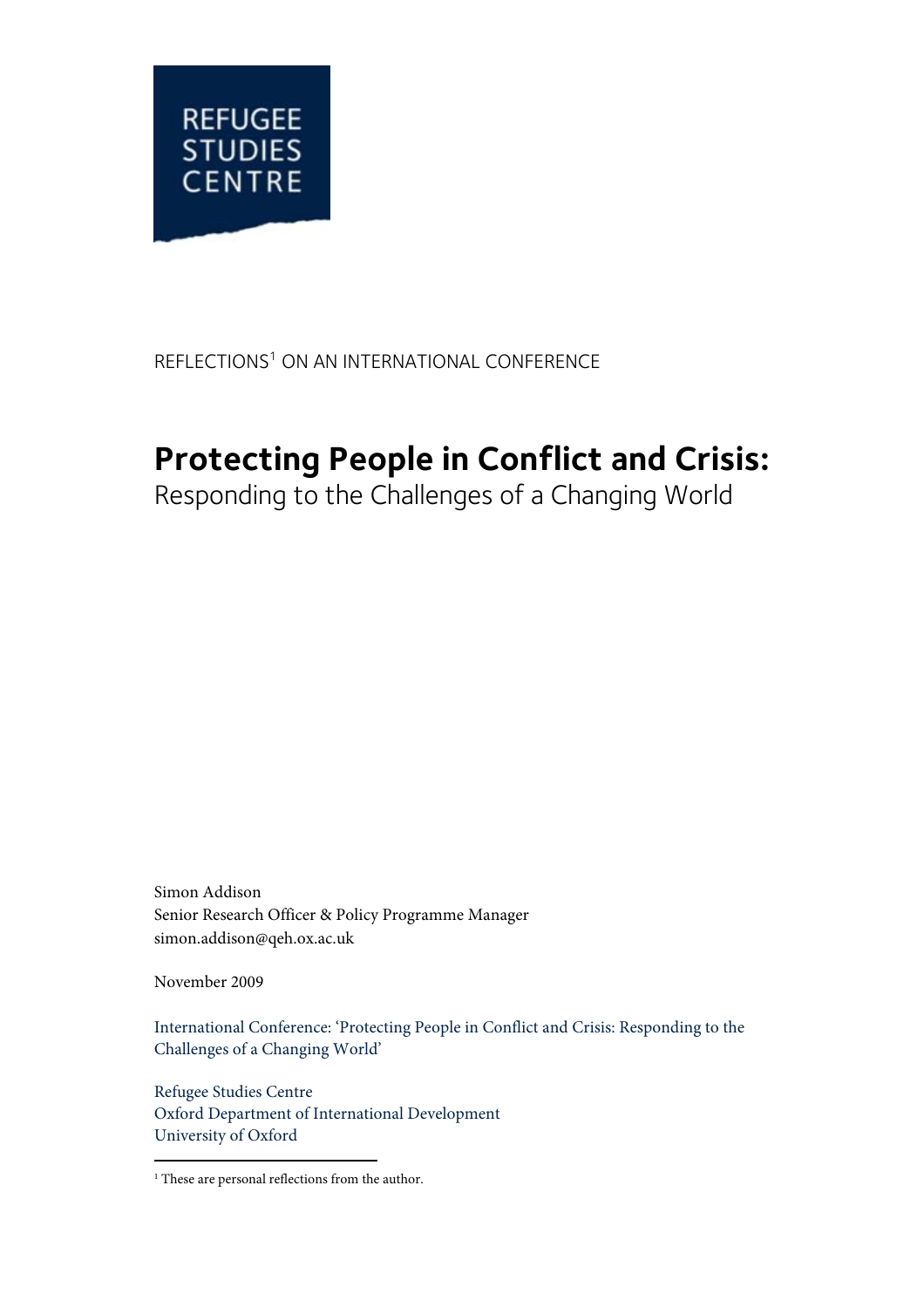REFUGEE
STUDIES
CENTRE

REFLECTIONS[1] ON AN INTERNATIONAL CONFERENCE

# Protecting People in Conflict and Crisis:

Responding to the Challenges of a Changing World

Simon Addison
Senior Research Officer & Policy Programme Manager
simon.addison@qeh.ox.ac.uk

November 2009

International Conference: 'Protecting People in Conflict and Crisis: Responding to the Challenges of a Changing World'

Refugee Studies Centre
Oxford Department of International Development
University of Oxford

[1] These are personal reflections from the author.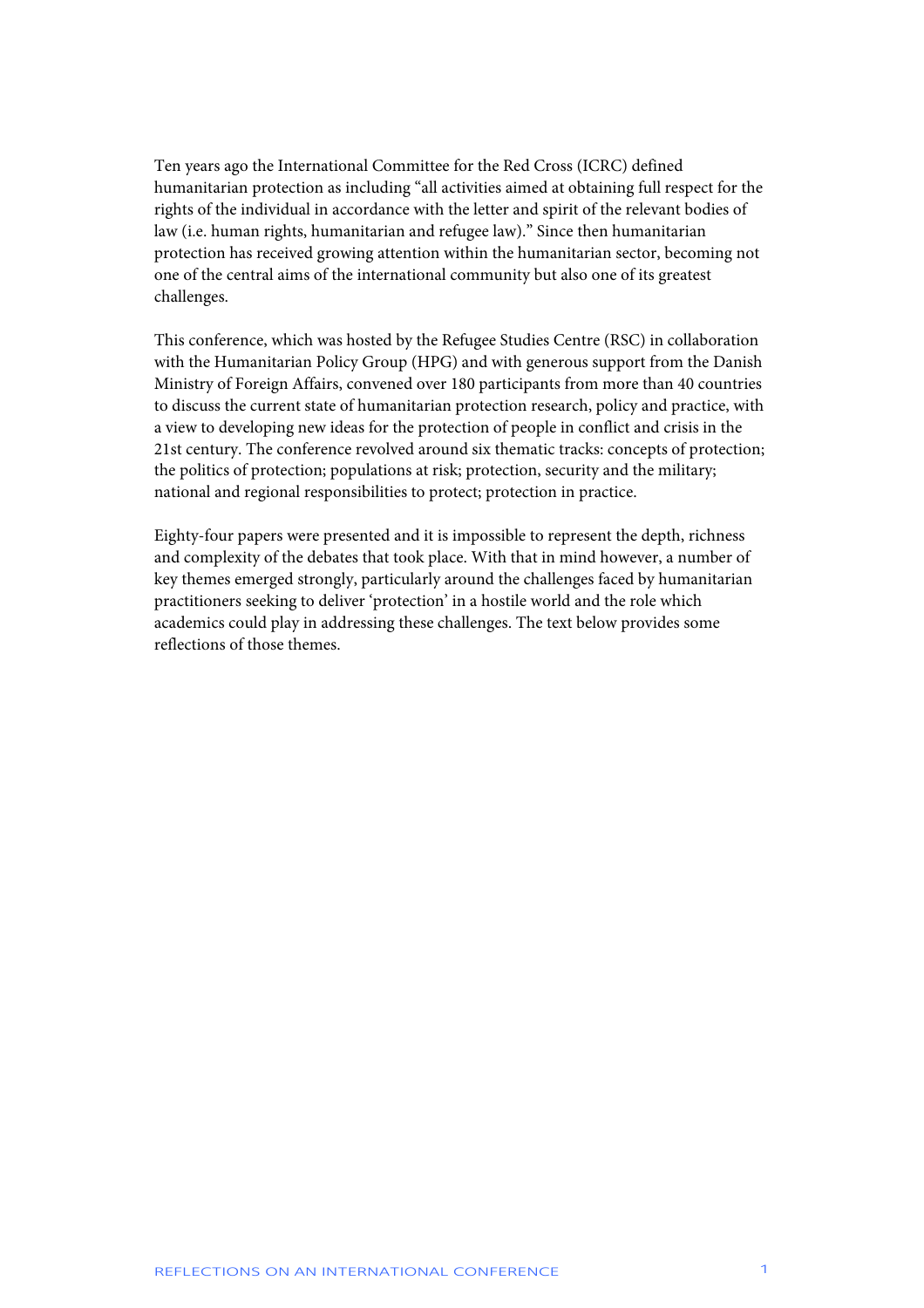Ten years ago the International Committee for the Red Cross (ICRC) defined humanitarian protection as including "all activities aimed at obtaining full respect for the rights of the individual in accordance with the letter and spirit of the relevant bodies of law (i.e. human rights, humanitarian and refugee law)." Since then humanitarian protection has received growing attention within the humanitarian sector, becoming not one of the central aims of the international community but also one of its greatest challenges.

This conference, which was hosted by the Refugee Studies Centre (RSC) in collaboration with the Humanitarian Policy Group (HPG) and with generous support from the Danish Ministry of Foreign Affairs, convened over 180 participants from more than 40 countries to discuss the current state of humanitarian protection research, policy and practice, with a view to developing new ideas for the protection of people in conflict and crisis in the 21st century. The conference revolved around six thematic tracks: concepts of protection; the politics of protection; populations at risk; protection, security and the military; national and regional responsibilities to protect; protection in practice.

Eighty-four papers were presented and it is impossible to represent the depth, richness and complexity of the debates that took place. With that in mind however, a number of key themes emerged strongly, particularly around the challenges faced by humanitarian practitioners seeking to deliver 'protection' in a hostile world and the role which academics could play in addressing these challenges. The text below provides some reflections of those themes.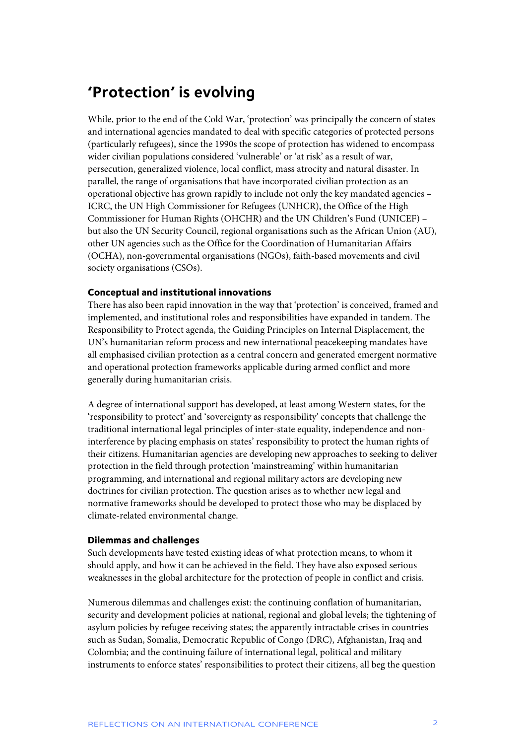## 'Protection' is evolving

While, prior to the end of the Cold War, 'protection' was principally the concern of states and international agencies mandated to deal with specific categories of protected persons (particularly refugees), since the 1990s the scope of protection has widened to encompass wider civilian populations considered 'vulnerable' or 'at risk' as a result of war, persecution, generalized violence, local conflict, mass atrocity and natural disaster. In parallel, the range of organisations that have incorporated civilian protection as an operational objective has grown rapidly to include not only the key mandated agencies – ICRC, the UN High Commissioner for Refugees (UNHCR), the Office of the High Commissioner for Human Rights (OHCHR) and the UN Children's Fund (UNICEF) – but also the UN Security Council, regional organisations such as the African Union (AU), other UN agencies such as the Office for the Coordination of Humanitarian Affairs (OCHA), non-governmental organisations (NGOs), faith-based movements and civil society organisations (CSOs).

### Conceptual and institutional innovations

There has also been rapid innovation in the way that 'protection' is conceived, framed and implemented, and institutional roles and responsibilities have expanded in tandem. The Responsibility to Protect agenda, the Guiding Principles on Internal Displacement, the UN's humanitarian reform process and new international peacekeeping mandates have all emphasised civilian protection as a central concern and generated emergent normative and operational protection frameworks applicable during armed conflict and more generally during humanitarian crisis.

A degree of international support has developed, at least among Western states, for the 'responsibility to protect' and 'sovereignty as responsibility' concepts that challenge the traditional international legal principles of inter-state equality, independence and non-interference by placing emphasis on states' responsibility to protect the human rights of their citizens. Humanitarian agencies are developing new approaches to seeking to deliver protection in the field through protection 'mainstreaming' within humanitarian programming, and international and regional military actors are developing new doctrines for civilian protection. The question arises as to whether new legal and normative frameworks should be developed to protect those who may be displaced by climate-related environmental change.

### Dilemmas and challenges

Such developments have tested existing ideas of what protection means, to whom it should apply, and how it can be achieved in the field. They have also exposed serious weaknesses in the global architecture for the protection of people in conflict and crisis.

Numerous dilemmas and challenges exist: the continuing conflation of humanitarian, security and development policies at national, regional and global levels; the tightening of asylum policies by refugee receiving states; the apparently intractable crises in countries such as Sudan, Somalia, Democratic Republic of Congo (DRC), Afghanistan, Iraq and Colombia; and the continuing failure of international legal, political and military instruments to enforce states' responsibilities to protect their citizens, all beg the question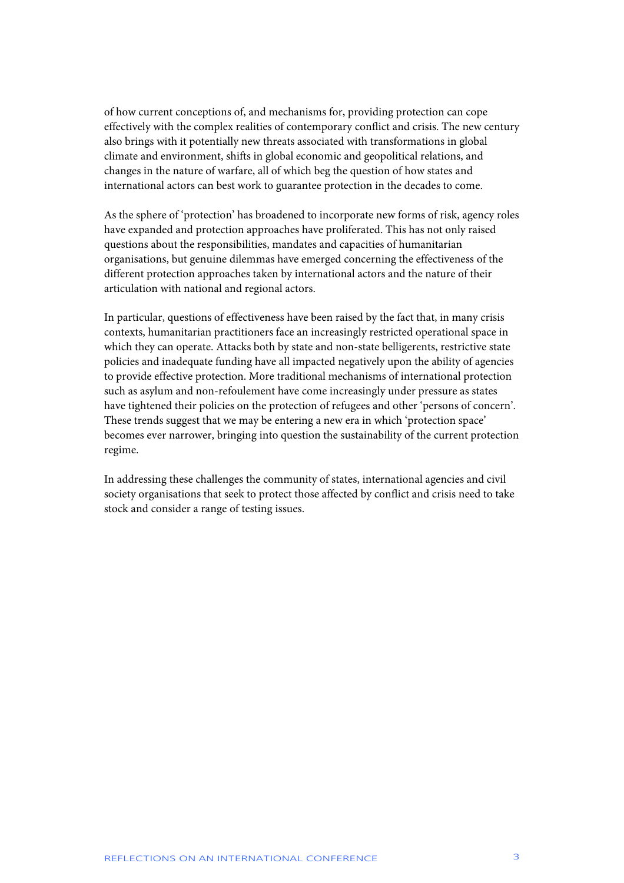of how current conceptions of, and mechanisms for, providing protection can cope effectively with the complex realities of contemporary conflict and crisis. The new century also brings with it potentially new threats associated with transformations in global climate and environment, shifts in global economic and geopolitical relations, and changes in the nature of warfare, all of which beg the question of how states and international actors can best work to guarantee protection in the decades to come.

As the sphere of 'protection' has broadened to incorporate new forms of risk, agency roles have expanded and protection approaches have proliferated. This has not only raised questions about the responsibilities, mandates and capacities of humanitarian organisations, but genuine dilemmas have emerged concerning the effectiveness of the different protection approaches taken by international actors and the nature of their articulation with national and regional actors.

In particular, questions of effectiveness have been raised by the fact that, in many crisis contexts, humanitarian practitioners face an increasingly restricted operational space in which they can operate. Attacks both by state and non-state belligerents, restrictive state policies and inadequate funding have all impacted negatively upon the ability of agencies to provide effective protection. More traditional mechanisms of international protection such as asylum and non-refoulement have come increasingly under pressure as states have tightened their policies on the protection of refugees and other 'persons of concern'. These trends suggest that we may be entering a new era in which 'protection space' becomes ever narrower, bringing into question the sustainability of the current protection regime.

In addressing these challenges the community of states, international agencies and civil society organisations that seek to protect those affected by conflict and crisis need to take stock and consider a range of testing issues.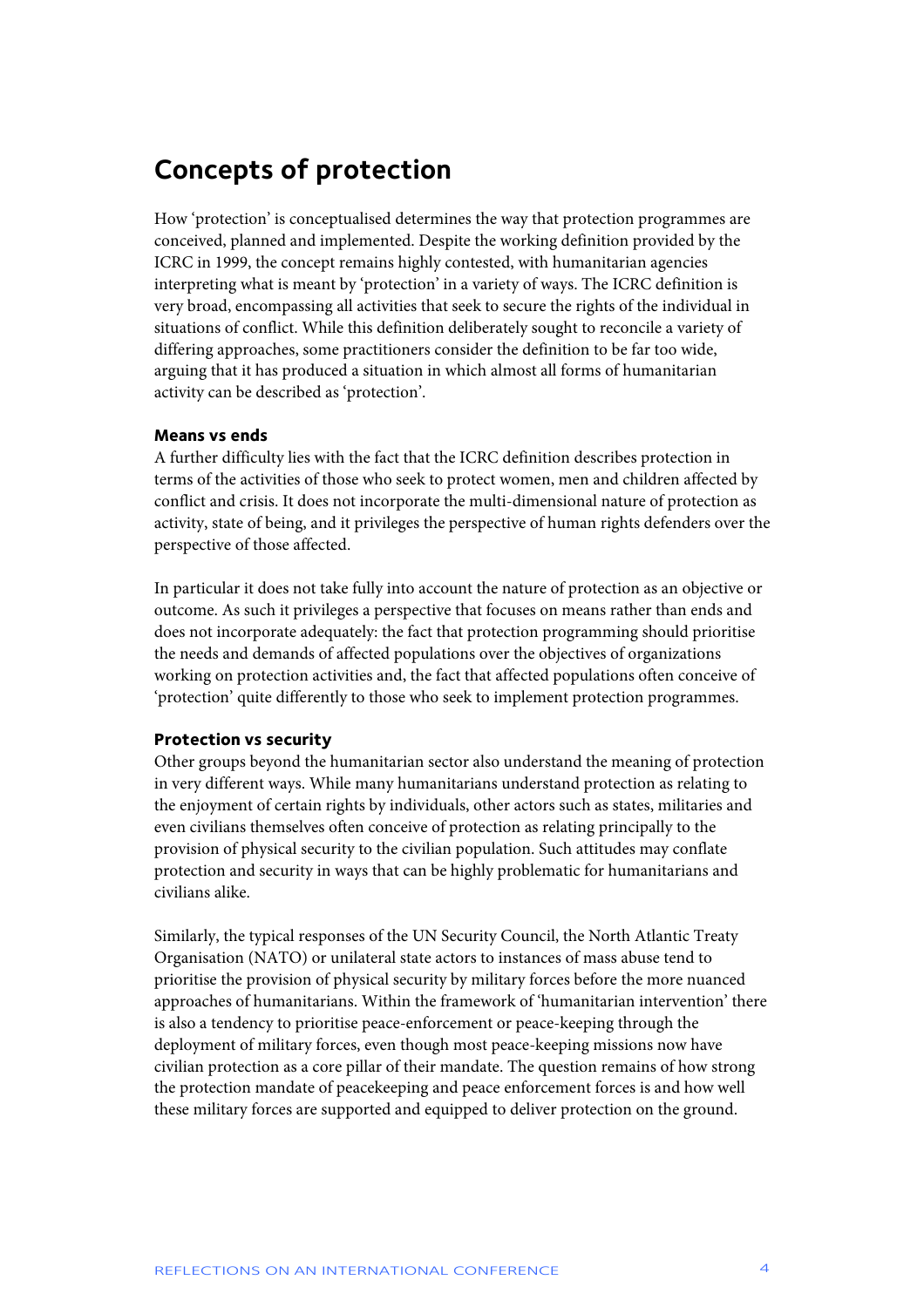## Concepts of protection

How 'protection' is conceptualised determines the way that protection programmes are conceived, planned and implemented. Despite the working definition provided by the ICRC in 1999, the concept remains highly contested, with humanitarian agencies interpreting what is meant by 'protection' in a variety of ways. The ICRC definition is very broad, encompassing all activities that seek to secure the rights of the individual in situations of conflict. While this definition deliberately sought to reconcile a variety of differing approaches, some practitioners consider the definition to be far too wide, arguing that it has produced a situation in which almost all forms of humanitarian activity can be described as 'protection'.

#### Means vs ends

A further difficulty lies with the fact that the ICRC definition describes protection in terms of the activities of those who seek to protect women, men and children affected by conflict and crisis. It does not incorporate the multi-dimensional nature of protection as activity, state of being, and it privileges the perspective of human rights defenders over the perspective of those affected.

In particular it does not take fully into account the nature of protection as an objective or outcome. As such it privileges a perspective that focuses on means rather than ends and does not incorporate adequately: the fact that protection programming should prioritise the needs and demands of affected populations over the objectives of organizations working on protection activities and, the fact that affected populations often conceive of 'protection' quite differently to those who seek to implement protection programmes.

#### Protection vs security

Other groups beyond the humanitarian sector also understand the meaning of protection in very different ways. While many humanitarians understand protection as relating to the enjoyment of certain rights by individuals, other actors such as states, militaries and even civilians themselves often conceive of protection as relating principally to the provision of physical security to the civilian population. Such attitudes may conflate protection and security in ways that can be highly problematic for humanitarians and civilians alike.

Similarly, the typical responses of the UN Security Council, the North Atlantic Treaty Organisation (NATO) or unilateral state actors to instances of mass abuse tend to prioritise the provision of physical security by military forces before the more nuanced approaches of humanitarians. Within the framework of 'humanitarian intervention' there is also a tendency to prioritise peace-enforcement or peace-keeping through the deployment of military forces, even though most peace-keeping missions now have civilian protection as a core pillar of their mandate. The question remains of how strong the protection mandate of peacekeeping and peace enforcement forces is and how well these military forces are supported and equipped to deliver protection on the ground.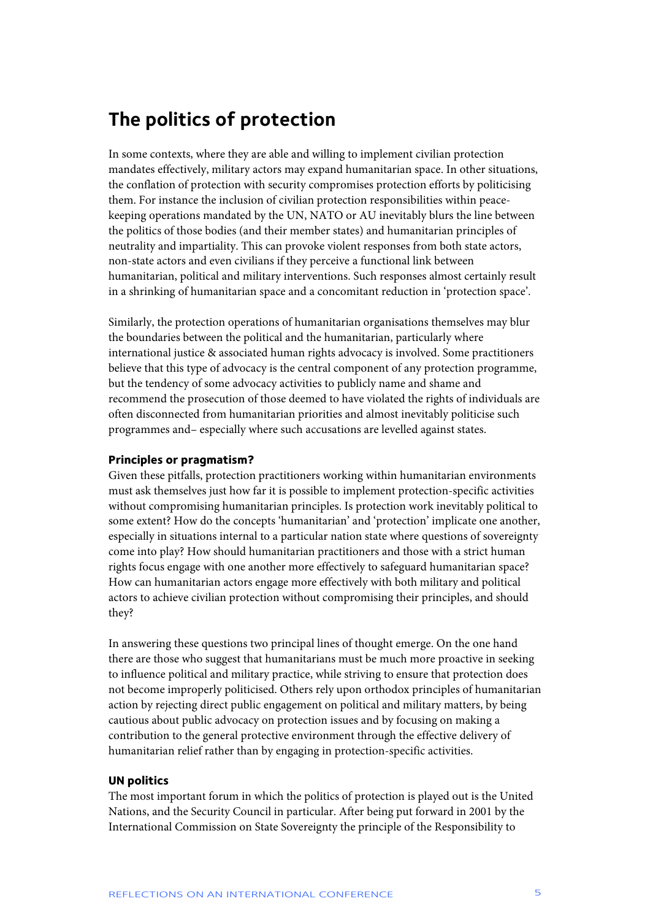## The politics of protection

In some contexts, where they are able and willing to implement civilian protection mandates effectively, military actors may expand humanitarian space. In other situations, the conflation of protection with security compromises protection efforts by politicising them. For instance the inclusion of civilian protection responsibilities within peace-keeping operations mandated by the UN, NATO or AU inevitably blurs the line between the politics of those bodies (and their member states) and humanitarian principles of neutrality and impartiality. This can provoke violent responses from both state actors, non-state actors and even civilians if they perceive a functional link between humanitarian, political and military interventions. Such responses almost certainly result in a shrinking of humanitarian space and a concomitant reduction in 'protection space'.

Similarly, the protection operations of humanitarian organisations themselves may blur the boundaries between the political and the humanitarian, particularly where international justice & associated human rights advocacy is involved. Some practitioners believe that this type of advocacy is the central component of any protection programme, but the tendency of some advocacy activities to publicly name and shame and recommend the prosecution of those deemed to have violated the rights of individuals are often disconnected from humanitarian priorities and almost inevitably politicise such programmes and– especially where such accusations are levelled against states.

### Principles or pragmatism?

Given these pitfalls, protection practitioners working within humanitarian environments must ask themselves just how far it is possible to implement protection-specific activities without compromising humanitarian principles. Is protection work inevitably political to some extent? How do the concepts 'humanitarian' and 'protection' implicate one another, especially in situations internal to a particular nation state where questions of sovereignty come into play? How should humanitarian practitioners and those with a strict human rights focus engage with one another more effectively to safeguard humanitarian space? How can humanitarian actors engage more effectively with both military and political actors to achieve civilian protection without compromising their principles, and should they?

In answering these questions two principal lines of thought emerge. On the one hand there are those who suggest that humanitarians must be much more proactive in seeking to influence political and military practice, while striving to ensure that protection does not become improperly politicised. Others rely upon orthodox principles of humanitarian action by rejecting direct public engagement on political and military matters, by being cautious about public advocacy on protection issues and by focusing on making a contribution to the general protective environment through the effective delivery of humanitarian relief rather than by engaging in protection-specific activities.

### UN politics

The most important forum in which the politics of protection is played out is the United Nations, and the Security Council in particular. After being put forward in 2001 by the International Commission on State Sovereignty the principle of the Responsibility to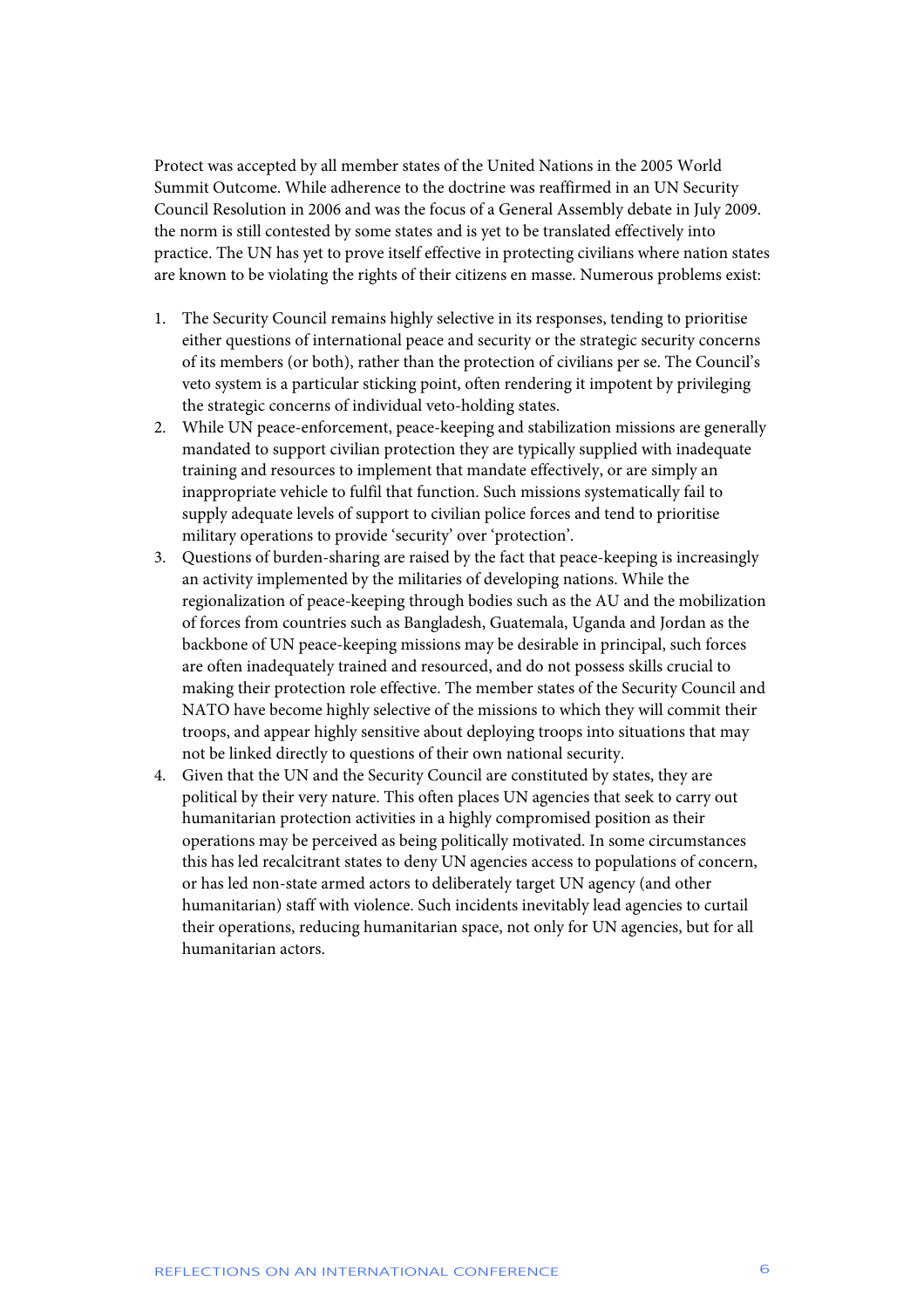Protect was accepted by all member states of the United Nations in the 2005 World Summit Outcome. While adherence to the doctrine was reaffirmed in an UN Security Council Resolution in 2006 and was the focus of a General Assembly debate in July 2009. the norm is still contested by some states and is yet to be translated effectively into practice. The UN has yet to prove itself effective in protecting civilians where nation states are known to be violating the rights of their citizens en masse. Numerous problems exist:

1. The Security Council remains highly selective in its responses, tending to prioritise either questions of international peace and security or the strategic security concerns of its members (or both), rather than the protection of civilians per se. The Council's veto system is a particular sticking point, often rendering it impotent by privileging the strategic concerns of individual veto-holding states.
2. While UN peace-enforcement, peace-keeping and stabilization missions are generally mandated to support civilian protection they are typically supplied with inadequate training and resources to implement that mandate effectively, or are simply an inappropriate vehicle to fulfil that function. Such missions systematically fail to supply adequate levels of support to civilian police forces and tend to prioritise military operations to provide 'security' over 'protection'.
3. Questions of burden-sharing are raised by the fact that peace-keeping is increasingly an activity implemented by the militaries of developing nations. While the regionalization of peace-keeping through bodies such as the AU and the mobilization of forces from countries such as Bangladesh, Guatemala, Uganda and Jordan as the backbone of UN peace-keeping missions may be desirable in principal, such forces are often inadequately trained and resourced, and do not possess skills crucial to making their protection role effective. The member states of the Security Council and NATO have become highly selective of the missions to which they will commit their troops, and appear highly sensitive about deploying troops into situations that may not be linked directly to questions of their own national security.
4. Given that the UN and the Security Council are constituted by states, they are political by their very nature. This often places UN agencies that seek to carry out humanitarian protection activities in a highly compromised position as their operations may be perceived as being politically motivated. In some circumstances this has led recalcitrant states to deny UN agencies access to populations of concern, or has led non-state armed actors to deliberately target UN agency (and other humanitarian) staff with violence. Such incidents inevitably lead agencies to curtail their operations, reducing humanitarian space, not only for UN agencies, but for all humanitarian actors.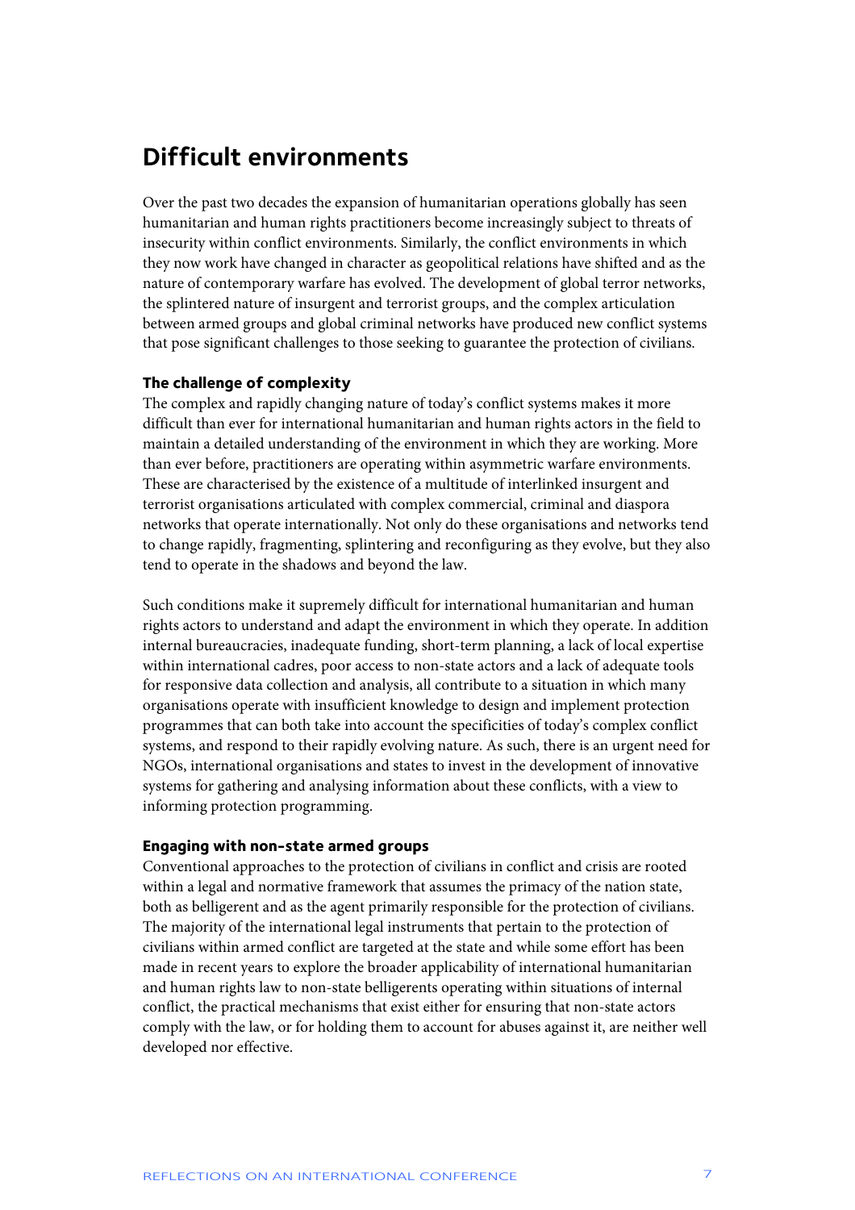## Difficult environments

Over the past two decades the expansion of humanitarian operations globally has seen humanitarian and human rights practitioners become increasingly subject to threats of insecurity within conflict environments. Similarly, the conflict environments in which they now work have changed in character as geopolitical relations have shifted and as the nature of contemporary warfare has evolved. The development of global terror networks, the splintered nature of insurgent and terrorist groups, and the complex articulation between armed groups and global criminal networks have produced new conflict systems that pose significant challenges to those seeking to guarantee the protection of civilians.

### The challenge of complexity

The complex and rapidly changing nature of today's conflict systems makes it more difficult than ever for international humanitarian and human rights actors in the field to maintain a detailed understanding of the environment in which they are working. More than ever before, practitioners are operating within asymmetric warfare environments. These are characterised by the existence of a multitude of interlinked insurgent and terrorist organisations articulated with complex commercial, criminal and diaspora networks that operate internationally. Not only do these organisations and networks tend to change rapidly, fragmenting, splintering and reconfiguring as they evolve, but they also tend to operate in the shadows and beyond the law.

Such conditions make it supremely difficult for international humanitarian and human rights actors to understand and adapt the environment in which they operate. In addition internal bureaucracies, inadequate funding, short-term planning, a lack of local expertise within international cadres, poor access to non-state actors and a lack of adequate tools for responsive data collection and analysis, all contribute to a situation in which many organisations operate with insufficient knowledge to design and implement protection programmes that can both take into account the specificities of today's complex conflict systems, and respond to their rapidly evolving nature. As such, there is an urgent need for NGOs, international organisations and states to invest in the development of innovative systems for gathering and analysing information about these conflicts, with a view to informing protection programming.

### Engaging with non-state armed groups

Conventional approaches to the protection of civilians in conflict and crisis are rooted within a legal and normative framework that assumes the primacy of the nation state, both as belligerent and as the agent primarily responsible for the protection of civilians. The majority of the international legal instruments that pertain to the protection of civilians within armed conflict are targeted at the state and while some effort has been made in recent years to explore the broader applicability of international humanitarian and human rights law to non-state belligerents operating within situations of internal conflict, the practical mechanisms that exist either for ensuring that non-state actors comply with the law, or for holding them to account for abuses against it, are neither well developed nor effective.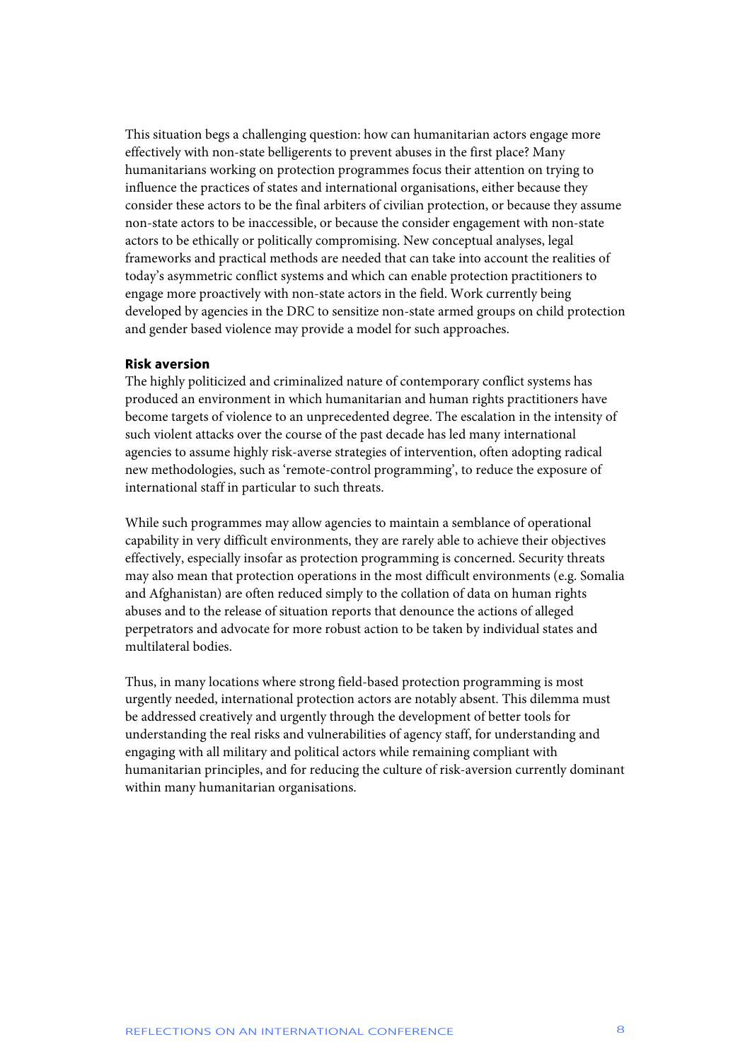This situation begs a challenging question: how can humanitarian actors engage more effectively with non-state belligerents to prevent abuses in the first place? Many humanitarians working on protection programmes focus their attention on trying to influence the practices of states and international organisations, either because they consider these actors to be the final arbiters of civilian protection, or because they assume non-state actors to be inaccessible, or because the consider engagement with non-state actors to be ethically or politically compromising. New conceptual analyses, legal frameworks and practical methods are needed that can take into account the realities of today's asymmetric conflict systems and which can enable protection practitioners to engage more proactively with non-state actors in the field. Work currently being developed by agencies in the DRC to sensitize non-state armed groups on child protection and gender based violence may provide a model for such approaches.

**Risk aversion**

The highly politicized and criminalized nature of contemporary conflict systems has produced an environment in which humanitarian and human rights practitioners have become targets of violence to an unprecedented degree. The escalation in the intensity of such violent attacks over the course of the past decade has led many international agencies to assume highly risk-averse strategies of intervention, often adopting radical new methodologies, such as 'remote-control programming', to reduce the exposure of international staff in particular to such threats.

While such programmes may allow agencies to maintain a semblance of operational capability in very difficult environments, they are rarely able to achieve their objectives effectively, especially insofar as protection programming is concerned. Security threats may also mean that protection operations in the most difficult environments (e.g. Somalia and Afghanistan) are often reduced simply to the collation of data on human rights abuses and to the release of situation reports that denounce the actions of alleged perpetrators and advocate for more robust action to be taken by individual states and multilateral bodies.

Thus, in many locations where strong field-based protection programming is most urgently needed, international protection actors are notably absent. This dilemma must be addressed creatively and urgently through the development of better tools for understanding the real risks and vulnerabilities of agency staff, for understanding and engaging with all military and political actors while remaining compliant with humanitarian principles, and for reducing the culture of risk-aversion currently dominant within many humanitarian organisations.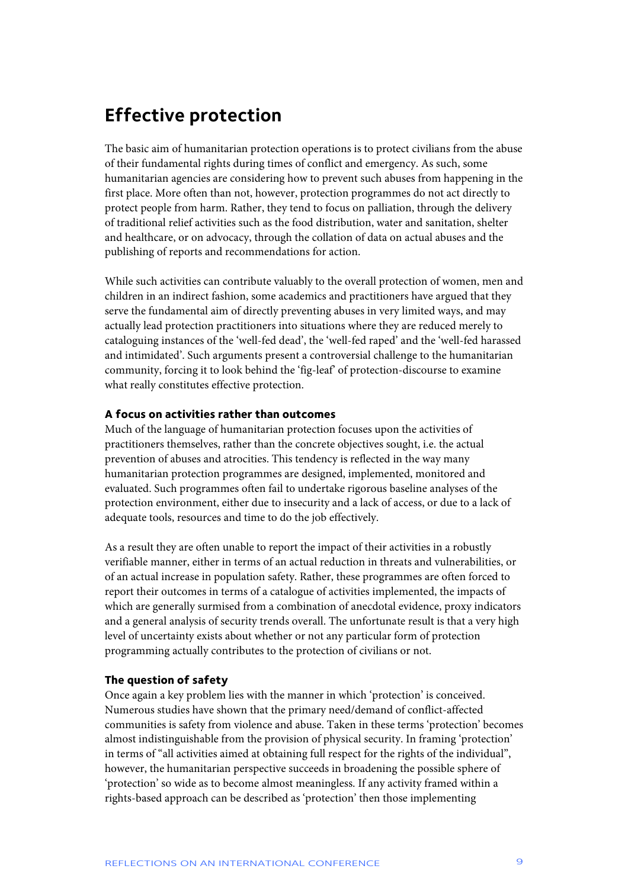## Effective protection

The basic aim of humanitarian protection operations is to protect civilians from the abuse of their fundamental rights during times of conflict and emergency. As such, some humanitarian agencies are considering how to prevent such abuses from happening in the first place. More often than not, however, protection programmes do not act directly to protect people from harm. Rather, they tend to focus on palliation, through the delivery of traditional relief activities such as the food distribution, water and sanitation, shelter and healthcare, or on advocacy, through the collation of data on actual abuses and the publishing of reports and recommendations for action.

While such activities can contribute valuably to the overall protection of women, men and children in an indirect fashion, some academics and practitioners have argued that they serve the fundamental aim of directly preventing abuses in very limited ways, and may actually lead protection practitioners into situations where they are reduced merely to cataloguing instances of the 'well-fed dead', the 'well-fed raped' and the 'well-fed harassed and intimidated'. Such arguments present a controversial challenge to the humanitarian community, forcing it to look behind the 'fig-leaf' of protection-discourse to examine what really constitutes effective protection.

### A focus on activities rather than outcomes

Much of the language of humanitarian protection focuses upon the activities of practitioners themselves, rather than the concrete objectives sought, i.e. the actual prevention of abuses and atrocities. This tendency is reflected in the way many humanitarian protection programmes are designed, implemented, monitored and evaluated. Such programmes often fail to undertake rigorous baseline analyses of the protection environment, either due to insecurity and a lack of access, or due to a lack of adequate tools, resources and time to do the job effectively.

As a result they are often unable to report the impact of their activities in a robustly verifiable manner, either in terms of an actual reduction in threats and vulnerabilities, or of an actual increase in population safety. Rather, these programmes are often forced to report their outcomes in terms of a catalogue of activities implemented, the impacts of which are generally surmised from a combination of anecdotal evidence, proxy indicators and a general analysis of security trends overall. The unfortunate result is that a very high level of uncertainty exists about whether or not any particular form of protection programming actually contributes to the protection of civilians or not.

### The question of safety

Once again a key problem lies with the manner in which 'protection' is conceived. Numerous studies have shown that the primary need/demand of conflict-affected communities is safety from violence and abuse. Taken in these terms 'protection' becomes almost indistinguishable from the provision of physical security. In framing 'protection' in terms of "all activities aimed at obtaining full respect for the rights of the individual", however, the humanitarian perspective succeeds in broadening the possible sphere of 'protection' so wide as to become almost meaningless. If any activity framed within a rights-based approach can be described as 'protection' then those implementing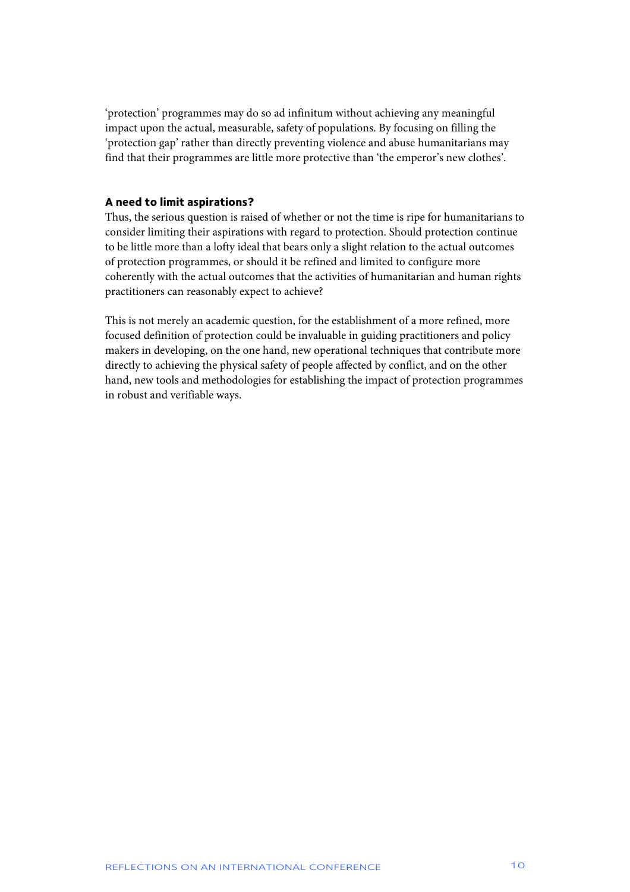'protection' programmes may do so ad infinitum without achieving any meaningful impact upon the actual, measurable, safety of populations. By focusing on filling the 'protection gap' rather than directly preventing violence and abuse humanitarians may find that their programmes are little more protective than 'the emperor's new clothes'.

### A need to limit aspirations?

Thus, the serious question is raised of whether or not the time is ripe for humanitarians to consider limiting their aspirations with regard to protection. Should protection continue to be little more than a lofty ideal that bears only a slight relation to the actual outcomes of protection programmes, or should it be refined and limited to configure more coherently with the actual outcomes that the activities of humanitarian and human rights practitioners can reasonably expect to achieve?

This is not merely an academic question, for the establishment of a more refined, more focused definition of protection could be invaluable in guiding practitioners and policy makers in developing, on the one hand, new operational techniques that contribute more directly to achieving the physical safety of people affected by conflict, and on the other hand, new tools and methodologies for establishing the impact of protection programmes in robust and verifiable ways.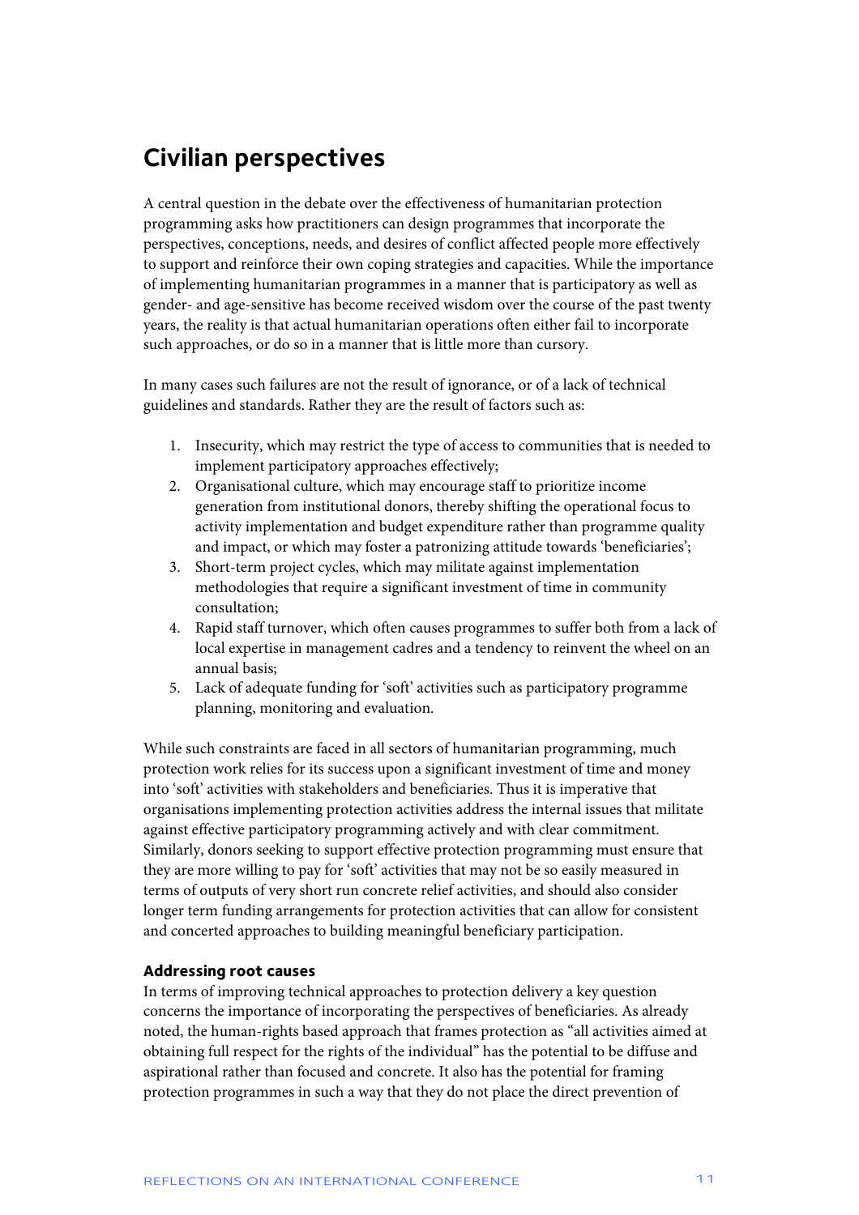## Civilian perspectives

A central question in the debate over the effectiveness of humanitarian protection programming asks how practitioners can design programmes that incorporate the perspectives, conceptions, needs, and desires of conflict affected people more effectively to support and reinforce their own coping strategies and capacities. While the importance of implementing humanitarian programmes in a manner that is participatory as well as gender- and age-sensitive has become received wisdom over the course of the past twenty years, the reality is that actual humanitarian operations often either fail to incorporate such approaches, or do so in a manner that is little more than cursory.

In many cases such failures are not the result of ignorance, or of a lack of technical guidelines and standards. Rather they are the result of factors such as:

1. Insecurity, which may restrict the type of access to communities that is needed to implement participatory approaches effectively;
2. Organisational culture, which may encourage staff to prioritize income generation from institutional donors, thereby shifting the operational focus to activity implementation and budget expenditure rather than programme quality and impact, or which may foster a patronizing attitude towards 'beneficiaries';
3. Short-term project cycles, which may militate against implementation methodologies that require a significant investment of time in community consultation;
4. Rapid staff turnover, which often causes programmes to suffer both from a lack of local expertise in management cadres and a tendency to reinvent the wheel on an annual basis;
5. Lack of adequate funding for 'soft' activities such as participatory programme planning, monitoring and evaluation.

While such constraints are faced in all sectors of humanitarian programming, much protection work relies for its success upon a significant investment of time and money into 'soft' activities with stakeholders and beneficiaries. Thus it is imperative that organisations implementing protection activities address the internal issues that militate against effective participatory programming actively and with clear commitment. Similarly, donors seeking to support effective protection programming must ensure that they are more willing to pay for 'soft' activities that may not be so easily measured in terms of outputs of very short run concrete relief activities, and should also consider longer term funding arrangements for protection activities that can allow for consistent and concerted approaches to building meaningful beneficiary participation.

### Addressing root causes

In terms of improving technical approaches to protection delivery a key question concerns the importance of incorporating the perspectives of beneficiaries. As already noted, the human-rights based approach that frames protection as "all activities aimed at obtaining full respect for the rights of the individual" has the potential to be diffuse and aspirational rather than focused and concrete. It also has the potential for framing protection programmes in such a way that they do not place the direct prevention of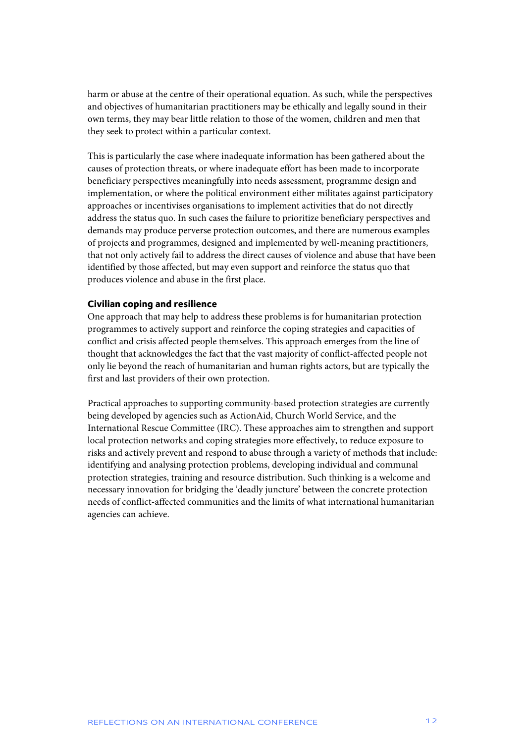harm or abuse at the centre of their operational equation. As such, while the perspectives and objectives of humanitarian practitioners may be ethically and legally sound in their own terms, they may bear little relation to those of the women, children and men that they seek to protect within a particular context.

This is particularly the case where inadequate information has been gathered about the causes of protection threats, or where inadequate effort has been made to incorporate beneficiary perspectives meaningfully into needs assessment, programme design and implementation, or where the political environment either militates against participatory approaches or incentivises organisations to implement activities that do not directly address the status quo. In such cases the failure to prioritize beneficiary perspectives and demands may produce perverse protection outcomes, and there are numerous examples of projects and programmes, designed and implemented by well-meaning practitioners, that not only actively fail to address the direct causes of violence and abuse that have been identified by those affected, but may even support and reinforce the status quo that produces violence and abuse in the first place.

### Civilian coping and resilience

One approach that may help to address these problems is for humanitarian protection programmes to actively support and reinforce the coping strategies and capacities of conflict and crisis affected people themselves. This approach emerges from the line of thought that acknowledges the fact that the vast majority of conflict-affected people not only lie beyond the reach of humanitarian and human rights actors, but are typically the first and last providers of their own protection.

Practical approaches to supporting community-based protection strategies are currently being developed by agencies such as ActionAid, Church World Service, and the International Rescue Committee (IRC). These approaches aim to strengthen and support local protection networks and coping strategies more effectively, to reduce exposure to risks and actively prevent and respond to abuse through a variety of methods that include: identifying and analysing protection problems, developing individual and communal protection strategies, training and resource distribution. Such thinking is a welcome and necessary innovation for bridging the 'deadly juncture' between the concrete protection needs of conflict-affected communities and the limits of what international humanitarian agencies can achieve.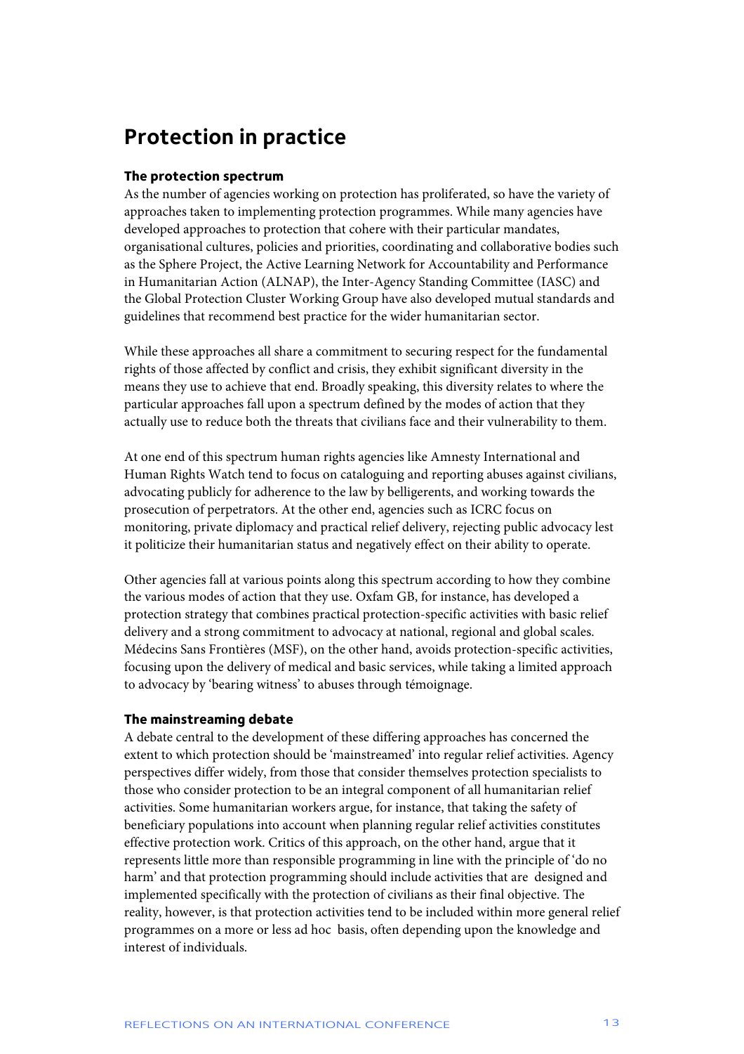## Protection in practice

### The protection spectrum

As the number of agencies working on protection has proliferated, so have the variety of approaches taken to implementing protection programmes. While many agencies have developed approaches to protection that cohere with their particular mandates, organisational cultures, policies and priorities, coordinating and collaborative bodies such as the Sphere Project, the Active Learning Network for Accountability and Performance in Humanitarian Action (ALNAP), the Inter-Agency Standing Committee (IASC) and the Global Protection Cluster Working Group have also developed mutual standards and guidelines that recommend best practice for the wider humanitarian sector.

While these approaches all share a commitment to securing respect for the fundamental rights of those affected by conflict and crisis, they exhibit significant diversity in the means they use to achieve that end. Broadly speaking, this diversity relates to where the particular approaches fall upon a spectrum defined by the modes of action that they actually use to reduce both the threats that civilians face and their vulnerability to them.

At one end of this spectrum human rights agencies like Amnesty International and Human Rights Watch tend to focus on cataloguing and reporting abuses against civilians, advocating publicly for adherence to the law by belligerents, and working towards the prosecution of perpetrators. At the other end, agencies such as ICRC focus on monitoring, private diplomacy and practical relief delivery, rejecting public advocacy lest it politicize their humanitarian status and negatively effect on their ability to operate.

Other agencies fall at various points along this spectrum according to how they combine the various modes of action that they use. Oxfam GB, for instance, has developed a protection strategy that combines practical protection-specific activities with basic relief delivery and a strong commitment to advocacy at national, regional and global scales. Médecins Sans Frontières (MSF), on the other hand, avoids protection-specific activities, focusing upon the delivery of medical and basic services, while taking a limited approach to advocacy by 'bearing witness' to abuses through témoignage.

### The mainstreaming debate

A debate central to the development of these differing approaches has concerned the extent to which protection should be 'mainstreamed' into regular relief activities. Agency perspectives differ widely, from those that consider themselves protection specialists to those who consider protection to be an integral component of all humanitarian relief activities. Some humanitarian workers argue, for instance, that taking the safety of beneficiary populations into account when planning regular relief activities constitutes effective protection work. Critics of this approach, on the other hand, argue that it represents little more than responsible programming in line with the principle of 'do no harm' and that protection programming should include activities that are designed and implemented specifically with the protection of civilians as their final objective. The reality, however, is that protection activities tend to be included within more general relief programmes on a more or less ad hoc basis, often depending upon the knowledge and interest of individuals.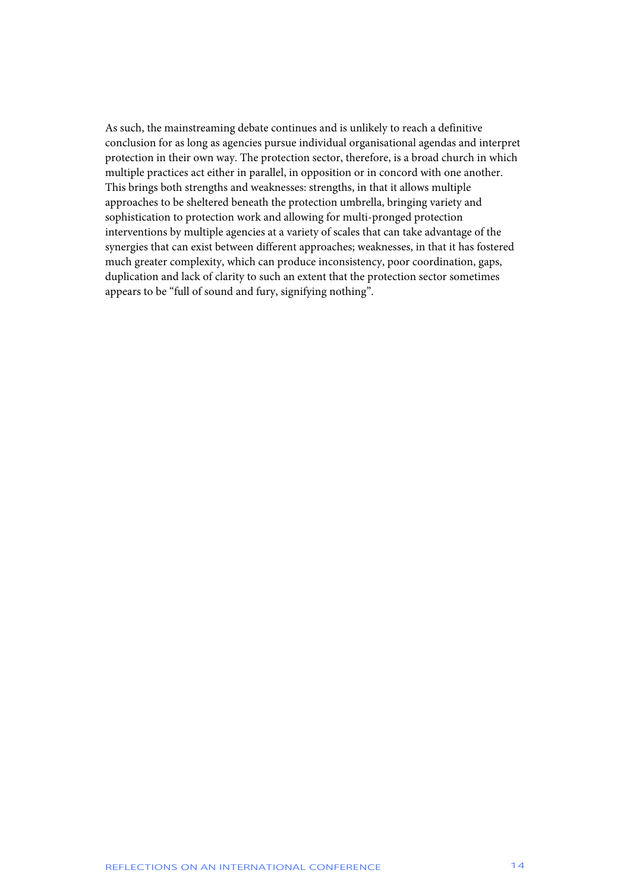As such, the mainstreaming debate continues and is unlikely to reach a definitive conclusion for as long as agencies pursue individual organisational agendas and interpret protection in their own way. The protection sector, therefore, is a broad church in which multiple practices act either in parallel, in opposition or in concord with one another. This brings both strengths and weaknesses: strengths, in that it allows multiple approaches to be sheltered beneath the protection umbrella, bringing variety and sophistication to protection work and allowing for multi-pronged protection interventions by multiple agencies at a variety of scales that can take advantage of the synergies that can exist between different approaches; weaknesses, in that it has fostered much greater complexity, which can produce inconsistency, poor coordination, gaps, duplication and lack of clarity to such an extent that the protection sector sometimes appears to be "full of sound and fury, signifying nothing".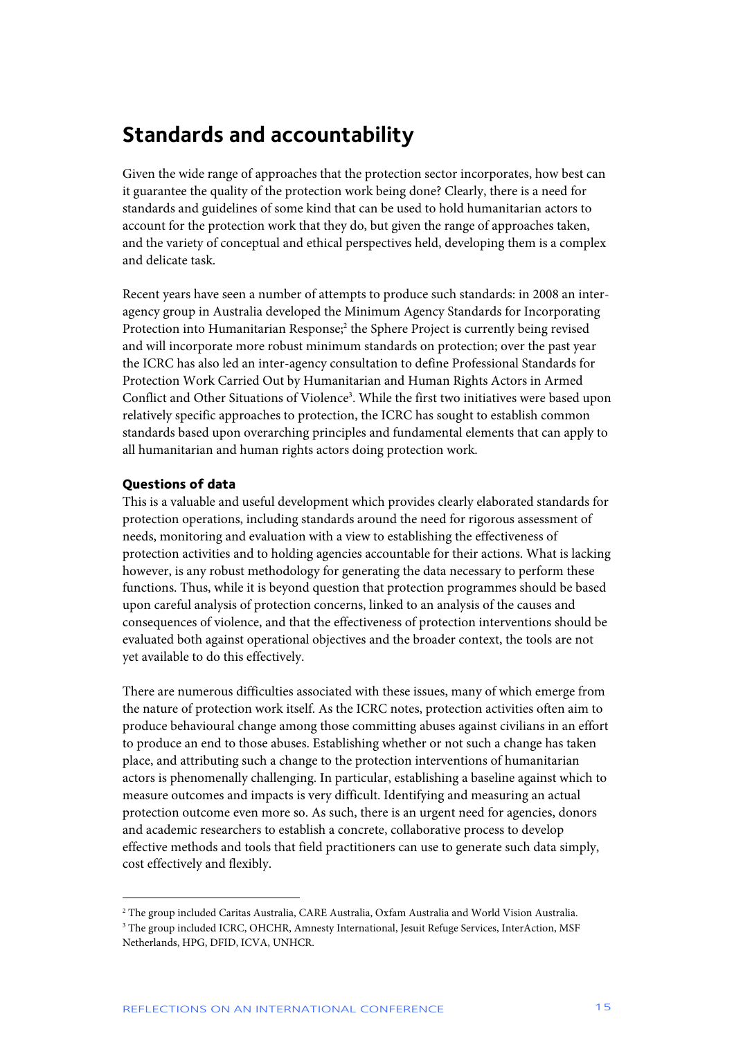## Standards and accountability

Given the wide range of approaches that the protection sector incorporates, how best can it guarantee the quality of the protection work being done? Clearly, there is a need for standards and guidelines of some kind that can be used to hold humanitarian actors to account for the protection work that they do, but given the range of approaches taken, and the variety of conceptual and ethical perspectives held, developing them is a complex and delicate task.

Recent years have seen a number of attempts to produce such standards: in 2008 an inter-agency group in Australia developed the Minimum Agency Standards for Incorporating Protection into Humanitarian Response;[2] the Sphere Project is currently being revised and will incorporate more robust minimum standards on protection; over the past year the ICRC has also led an inter-agency consultation to define Professional Standards for Protection Work Carried Out by Humanitarian and Human Rights Actors in Armed Conflict and Other Situations of Violence[3]. While the first two initiatives were based upon relatively specific approaches to protection, the ICRC has sought to establish common standards based upon overarching principles and fundamental elements that can apply to all humanitarian and human rights actors doing protection work.

### Questions of data

This is a valuable and useful development which provides clearly elaborated standards for protection operations, including standards around the need for rigorous assessment of needs, monitoring and evaluation with a view to establishing the effectiveness of protection activities and to holding agencies accountable for their actions. What is lacking however, is any robust methodology for generating the data necessary to perform these functions. Thus, while it is beyond question that protection programmes should be based upon careful analysis of protection concerns, linked to an analysis of the causes and consequences of violence, and that the effectiveness of protection interventions should be evaluated both against operational objectives and the broader context, the tools are not yet available to do this effectively.

There are numerous difficulties associated with these issues, many of which emerge from the nature of protection work itself. As the ICRC notes, protection activities often aim to produce behavioural change among those committing abuses against civilians in an effort to produce an end to those abuses. Establishing whether or not such a change has taken place, and attributing such a change to the protection interventions of humanitarian actors is phenomenally challenging. In particular, establishing a baseline against which to measure outcomes and impacts is very difficult. Identifying and measuring an actual protection outcome even more so. As such, there is an urgent need for agencies, donors and academic researchers to establish a concrete, collaborative process to develop effective methods and tools that field practitioners can use to generate such data simply, cost effectively and flexibly.

---

[2] The group included Caritas Australia, CARE Australia, Oxfam Australia and World Vision Australia.

[3] The group included ICRC, OHCHR, Amnesty International, Jesuit Refuge Services, InterAction, MSF Netherlands, HPG, DFID, ICVA, UNHCR.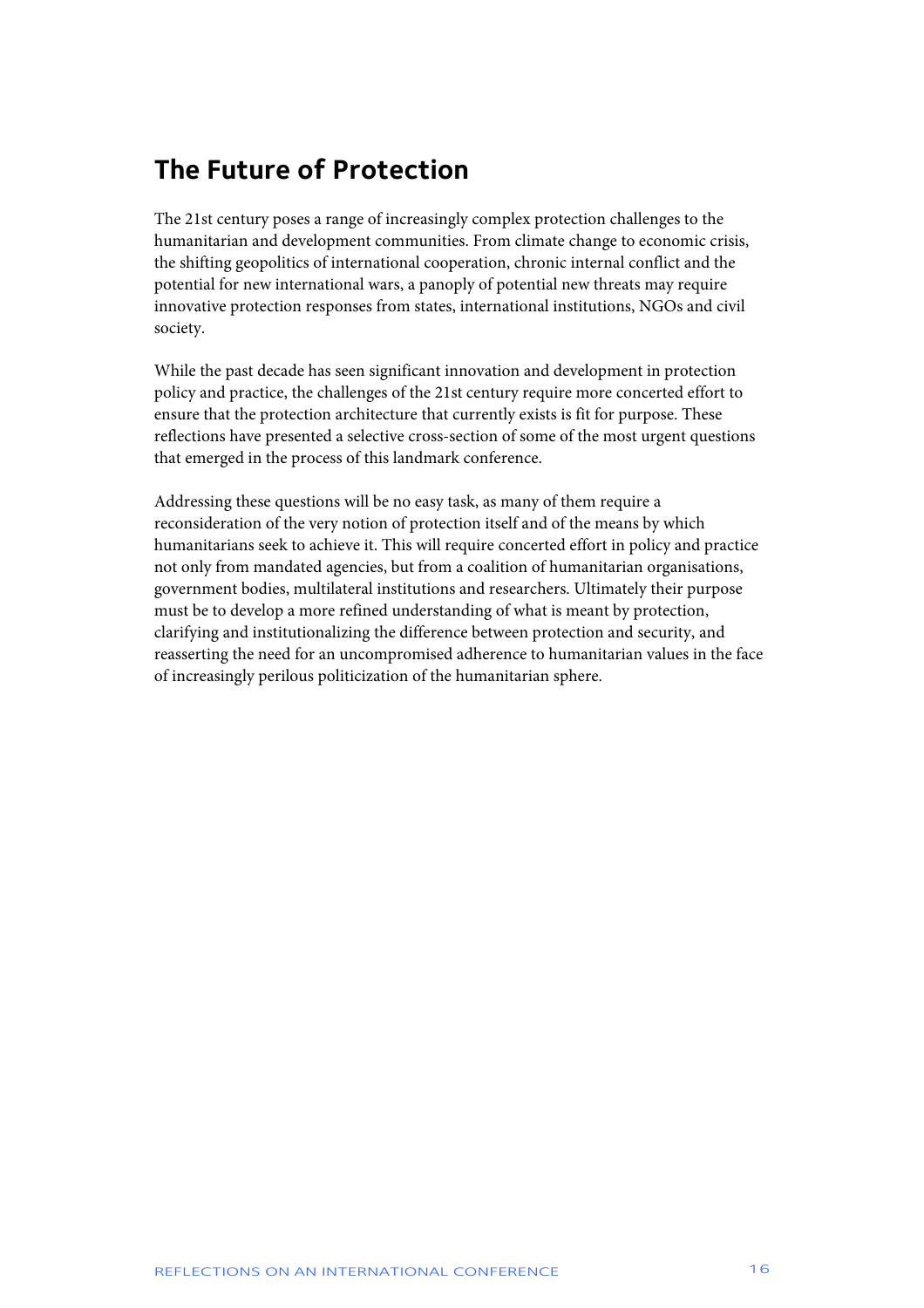## The Future of Protection

The 21st century poses a range of increasingly complex protection challenges to the humanitarian and development communities. From climate change to economic crisis, the shifting geopolitics of international cooperation, chronic internal conflict and the potential for new international wars, a panoply of potential new threats may require innovative protection responses from states, international institutions, NGOs and civil society.

While the past decade has seen significant innovation and development in protection policy and practice, the challenges of the 21st century require more concerted effort to ensure that the protection architecture that currently exists is fit for purpose. These reflections have presented a selective cross-section of some of the most urgent questions that emerged in the process of this landmark conference.

Addressing these questions will be no easy task, as many of them require a reconsideration of the very notion of protection itself and of the means by which humanitarians seek to achieve it. This will require concerted effort in policy and practice not only from mandated agencies, but from a coalition of humanitarian organisations, government bodies, multilateral institutions and researchers. Ultimately their purpose must be to develop a more refined understanding of what is meant by protection, clarifying and institutionalizing the difference between protection and security, and reasserting the need for an uncompromised adherence to humanitarian values in the face of increasingly perilous politicization of the humanitarian sphere.